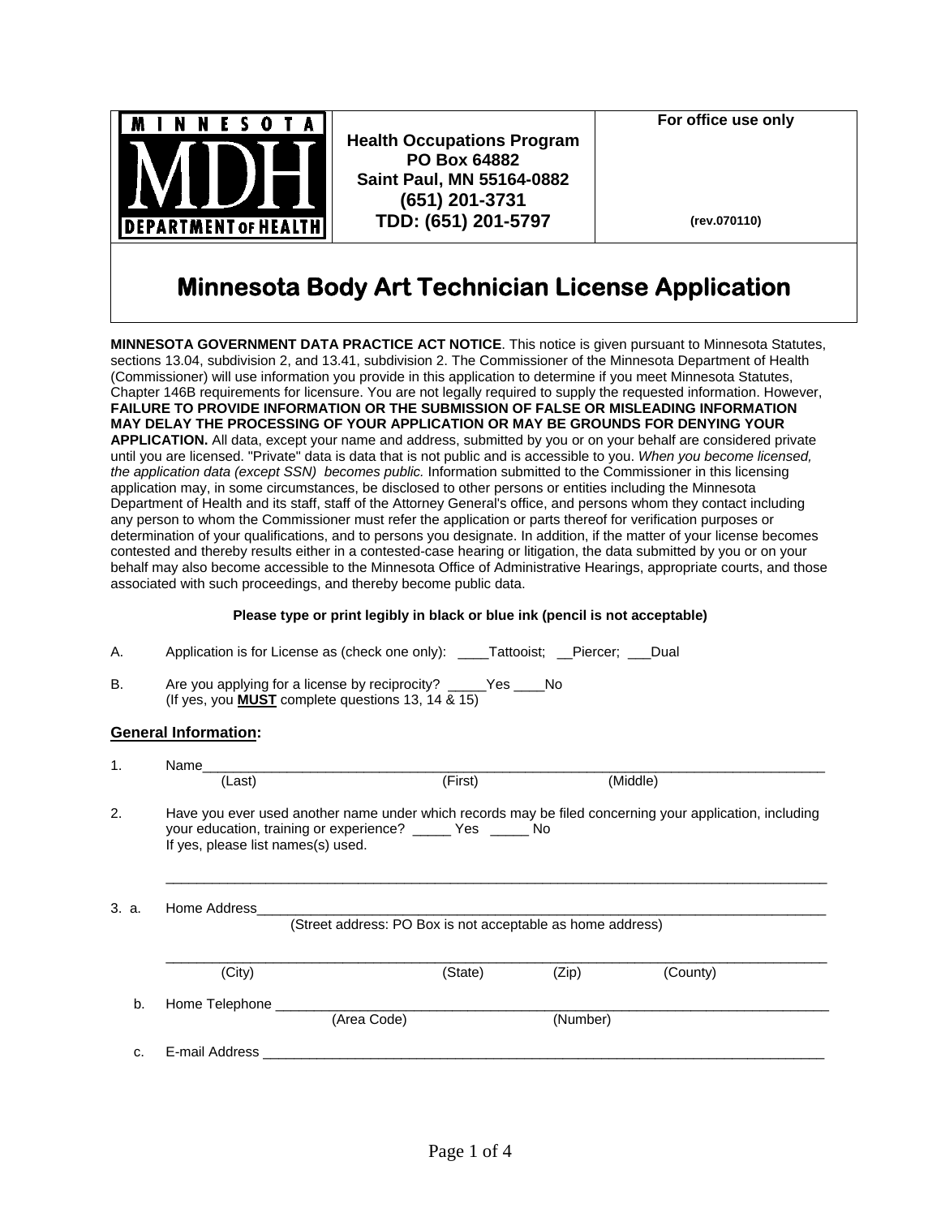| MINNESOTA MDH DEPARTMENT OF HEALTH | **Health Occupations Program**<br>**PO Box 64882**<br>**Saint Paul, MN 55164-0882**<br>**(651) 201-3731**<br>**TDD: (651) 201-5797** | **For office use only**<br><br>**(rev.070110)** |
|---|---|---|

# Minnesota Body Art Technician License Application

**MINNESOTA GOVERNMENT DATA PRACTICE ACT NOTICE**. This notice is given pursuant to Minnesota Statutes, sections 13.04, subdivision 2, and 13.41, subdivision 2. The Commissioner of the Minnesota Department of Health (Commissioner) will use information you provide in this application to determine if you meet Minnesota Statutes, Chapter 146B requirements for licensure. You are not legally required to supply the requested information. However, **FAILURE TO PROVIDE INFORMATION OR THE SUBMISSION OF FALSE OR MISLEADING INFORMATION MAY DELAY THE PROCESSING OF YOUR APPLICATION OR MAY BE GROUNDS FOR DENYING YOUR APPLICATION.** All data, except your name and address, submitted by you or on your behalf are considered private until you are licensed. "Private" data is data that is not public and is accessible to you. *When you become licensed, the application data (except SSN) becomes public.* Information submitted to the Commissioner in this licensing application may, in some circumstances, be disclosed to other persons or entities including the Minnesota Department of Health and its staff, staff of the Attorney General's office, and persons whom they contact including any person to whom the Commissioner must refer the application or parts thereof for verification purposes or determination of your qualifications, and to persons you designate. In addition, if the matter of your license becomes contested and thereby results either in a contested-case hearing or litigation, the data submitted by you or on your behalf may also become accessible to the Minnesota Office of Administrative Hearings, appropriate courts, and those associated with such proceedings, and thereby become public data.

**Please type or print legibly in black or blue ink (pencil is not acceptable)**

A. Application is for License as (check one only): ____Tattooist; __Piercer; ___Dual

B. Are you applying for a license by reciprocity? _____Yes ____No
(If yes, you **MUST** complete questions 13, 14 & 15)

## General Information:

1. Name_______________________________________________________________
(Last) (First) (Middle)

2. Have you ever used another name under which records may be filed concerning your application, including your education, training or experience? _____ Yes _____ No
If yes, please list names(s) used.

_______________________________________________________________

3. a. Home Address_______________________________________________________
(Street address: PO Box is not acceptable as home address)

_______________________________________________________________
(City) (State) (Zip) (County)

b. Home Telephone ______________________________________________________
(Area Code) (Number)

c. E-mail Address _______________________________________________________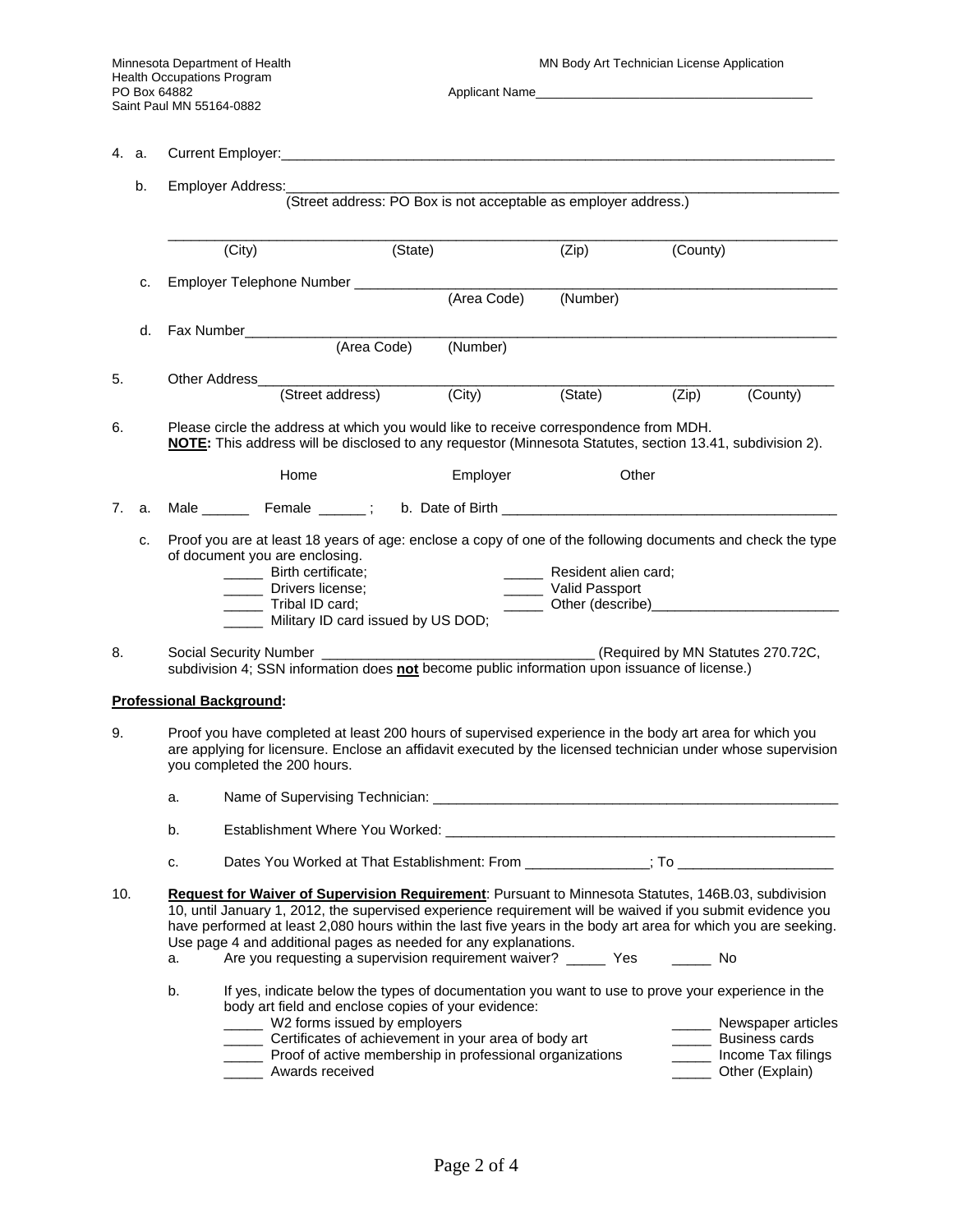Minnesota Department of Health
Health Occupations Program
PO Box 64882
Saint Paul MN 55164-0882

MN Body Art Technician License Application

Applicant Name________________________________________

4. a. Current Employer:___________________________________________________________________________

   b. Employer Address:__________________________________________________________________________
   (Street address: PO Box is not acceptable as employer address.)

   ______________________________________________________________________________________________
   (City) (State) (Zip) (County)

   c. Employer Telephone Number ___________________________________________________________________
   (Area Code) (Number)

   d. Fax Number_________________________________________________________________________________
   (Area Code) (Number)

5. Other Address_______________________________________________________________________________
   (Street address) (City) (State) (Zip) (County)

6. Please circle the address at which you would like to receive correspondence from MDH.
   **NOTE:** This address will be disclosed to any requestor (Minnesota Statutes, section 13.41, subdivision 2).

   Home    Employer    Other

7. a. Male ______ Female ______ ; b. Date of Birth _____________________________________________

   c. Proof you are at least 18 years of age: enclose a copy of one of the following documents and check the type of document you are enclosing.
   - _____ Birth certificate;
   - _____ Drivers license;
   - _____ Tribal ID card;
   - _____ Military ID card issued by US DOD;
   - _____ Resident alien card;
   - _____ Valid Passport
   - _____ Other (describe)________________________

8. Social Security Number ___________________________________ (Required by MN Statutes 270.72C, subdivision 4; SSN information does **not** become public information upon issuance of license.)

## Professional Background:

9. Proof you have completed at least 200 hours of supervised experience in the body art area for which you are applying for licensure. Enclose an affidavit executed by the licensed technician under whose supervision you completed the 200 hours.

   a. Name of Supervising Technician: ______________________________________________________

   b. Establishment Where You Worked: _____________________________________________________

   c. Dates You Worked at That Establishment: From _______________; To ___________________

10. **Request for Waiver of Supervision Requirement**: Pursuant to Minnesota Statutes, 146B.03, subdivision 10, until January 1, 2012, the supervised experience requirement will be waived if you submit evidence you have performed at least 2,080 hours within the last five years in the body art area for which you are seeking. Use page 4 and additional pages as needed for any explanations.

    a. Are you requesting a supervision requirement waiver? _____ Yes _____ No

    b. If yes, indicate below the types of documentation you want to use to prove your experience in the body art field and enclose copies of your evidence:
    - _____ W2 forms issued by employers
    - _____ Certificates of achievement in your area of body art
    - _____ Proof of active membership in professional organizations
    - _____ Awards received
    - _____ Newspaper articles
    - _____ Business cards
    - _____ Income Tax filings
    - _____ Other (Explain)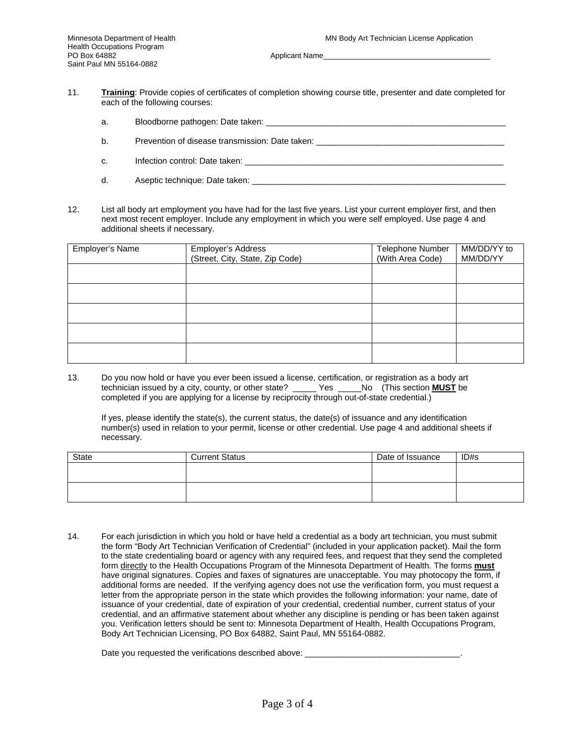Minnesota Department of Health
Health Occupations Program
PO Box 64882
Saint Paul MN 55164-0882

MN Body Art Technician License Application

Applicant Name________________________________________

11. **Training**: Provide copies of certificates of completion showing course title, presenter and date completed for each of the following courses:

    a. Bloodborne pathogen: Date taken: ______________________________________________________

    b. Prevention of disease transmission: Date taken: ________________________________________

    c. Infection control: Date taken: ________________________________________________________

    d. Aseptic technique: Date taken: _______________________________________________________

12. List all body art employment you have had for the last five years. List your current employer first, and then next most recent employer. Include any employment in which you were self employed. Use page 4 and additional sheets if necessary.

| Employer's Name | Employer's Address (Street, City, State, Zip Code) | Telephone Number (With Area Code) | MM/DD/YY to MM/DD/YY |
|---|---|---|---|
| | | | |
| | | | |
| | | | |
| | | | |
| | | | |

13. Do you now hold or have you ever been issued a license, certification, or registration as a body art technician issued by a city, county, or other state? _____ Yes _____No (This section **MUST** be completed if you are applying for a license by reciprocity through out-of-state credential.)

    If yes, please identify the state(s), the current status, the date(s) of issuance and any identification number(s) used in relation to your permit, license or other credential. Use page 4 and additional sheets if necessary.

| State | Current Status | Date of Issuance | ID#s |
|---|---|---|---|
| | | | |
| | | | |

14. For each jurisdiction in which you hold or have held a credential as a body art technician, you must submit the form "Body Art Technician Verification of Credential" (included in your application packet). Mail the form to the state credentialing board or agency with any required fees, and request that they send the completed form directly to the Health Occupations Program of the Minnesota Department of Health. The forms **must** have original signatures. Copies and faxes of signatures are unacceptable. You may photocopy the form, if additional forms are needed. If the verifying agency does not use the verification form, you must request a letter from the appropriate person in the state which provides the following information: your name, date of issuance of your credential, date of expiration of your credential, credential number, current status of your credential, and an affirmative statement about whether any discipline is pending or has been taken against you. Verification letters should be sent to: Minnesota Department of Health, Health Occupations Program, Body Art Technician Licensing, PO Box 64882, Saint Paul, MN 55164-0882.

    Date you requested the verifications described above: _________________________________.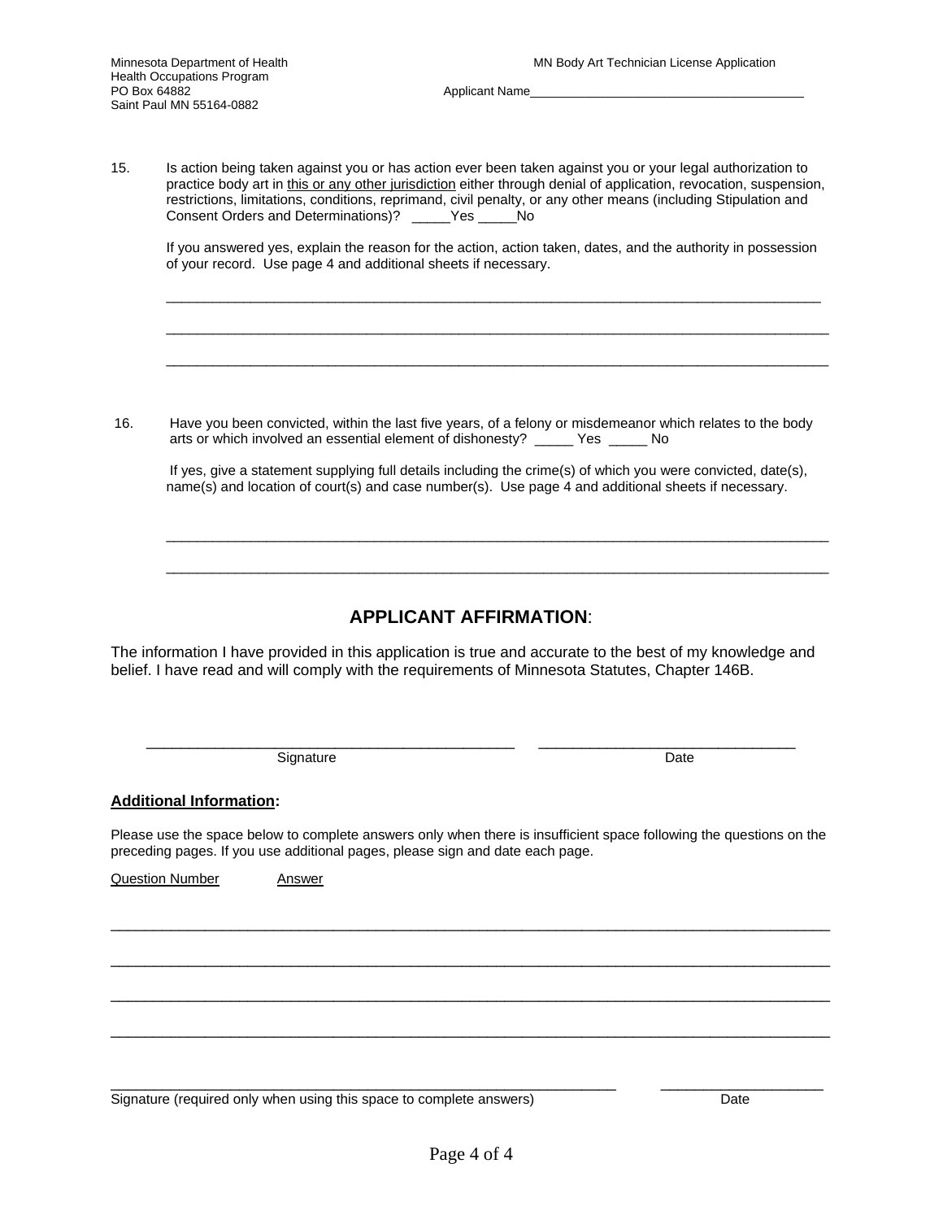Minnesota Department of Health
Health Occupations Program
PO Box 64882
Saint Paul MN 55164-0882

MN Body Art Technician License Application

Applicant Name________________________________________

15. Is action being taken against you or has action ever been taken against you or your legal authorization to practice body art in <u>this or any other jurisdiction</u> either through denial of application, revocation, suspension, restrictions, limitations, conditions, reprimand, civil penalty, or any other means (including Stipulation and Consent Orders and Determinations)? _____Yes _____No

    If you answered yes, explain the reason for the action, action taken, dates, and the authority in possession of your record. Use page 4 and additional sheets if necessary.

    ________________________________________________________________________________________

    ________________________________________________________________________________________

    ________________________________________________________________________________________

16. Have you been convicted, within the last five years, of a felony or misdemeanor which relates to the body arts or which involved an essential element of dishonesty? _____ Yes _____ No

    If yes, give a statement supplying full details including the crime(s) of which you were convicted, date(s), name(s) and location of court(s) and case number(s). Use page 4 and additional sheets if necessary.

    ________________________________________________________________________________________

    ________________________________________________________________________________________

## APPLICANT AFFIRMATION:

The information I have provided in this application is true and accurate to the best of my knowledge and belief. I have read and will comply with the requirements of Minnesota Statutes, Chapter 146B.

_______________________________________________ ________________________________
Signature Date

**<u>Additional Information</u>:**

Please use the space below to complete answers only when there is insufficient space following the questions on the preceding pages. If you use additional pages, please sign and date each page.

<u>Question Number</u> <u>Answer</u>

____________________________________________________________________________________________

____________________________________________________________________________________________

____________________________________________________________________________________________

____________________________________________________________________________________________

________________________________________________________________ ____________________
Signature (required only when using this space to complete answers) Date